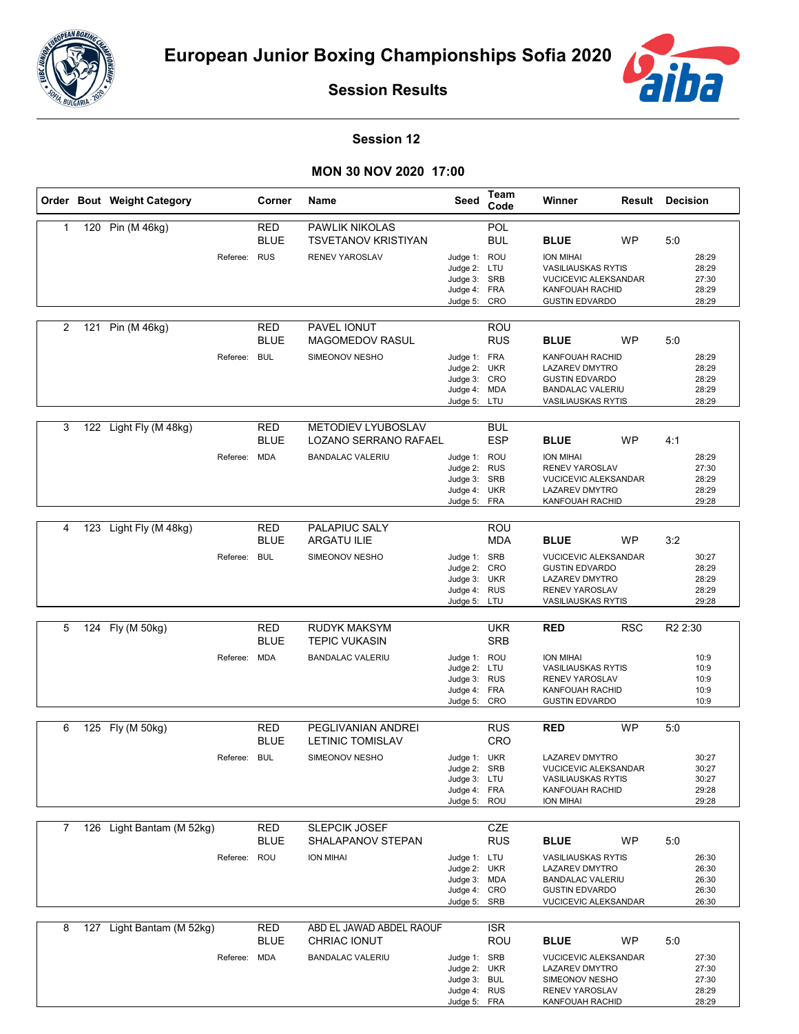# European Junior Boxing Championships Sofia 2020

## Session Results

### Session 12

### MON 30 NOV 2020 17:00

| Order | Bout | Weight Category | Corner | Name | Seed | Team Code | Winner | Result | Decision |
|---|---|---|---|---|---|---|---|---|---|
| 1 | 120 | Pin (M 46kg) | RED | PAWLIK NIKOLAS | | POL | | | |
| | | | BLUE | TSVETANOV KRISTIYAN | | BUL | **BLUE** | WP | 5:0 |
| | | Referee: | RUS | RENEV YAROSLAV | Judge 1: | ROU | ION MIHAI | | 28:29 |
| | | | | | Judge 2: | LTU | VASILIAUSKAS RYTIS | | 28:29 |
| | | | | | Judge 3: | SRB | VUCICEVIC ALEKSANDAR | | 27:30 |
| | | | | | Judge 4: | FRA | KANFOUAH RACHID | | 28:29 |
| | | | | | Judge 5: | CRO | GUSTIN EDVARDO | | 28:29 |
| 2 | 121 | Pin (M 46kg) | RED | PAVEL IONUT | | ROU | | | |
| | | | BLUE | MAGOMEDOV RASUL | | RUS | **BLUE** | WP | 5:0 |
| | | Referee: | BUL | SIMEONOV NESHO | Judge 1: | FRA | KANFOUAH RACHID | | 28:29 |
| | | | | | Judge 2: | UKR | LAZAREV DMYTRO | | 28:29 |
| | | | | | Judge 3: | CRO | GUSTIN EDVARDO | | 28:29 |
| | | | | | Judge 4: | MDA | BANDALAC VALERIU | | 28:29 |
| | | | | | Judge 5: | LTU | VASILIAUSKAS RYTIS | | 28:29 |
| 3 | 122 | Light Fly (M 48kg) | RED | METODIEV LYUBOSLAV | | BUL | | | |
| | | | BLUE | LOZANO SERRANO RAFAEL | | ESP | **BLUE** | WP | 4:1 |
| | | Referee: | MDA | BANDALAC VALERIU | Judge 1: | ROU | ION MIHAI | | 28:29 |
| | | | | | Judge 2: | RUS | RENEV YAROSLAV | | 27:30 |
| | | | | | Judge 3: | SRB | VUCICEVIC ALEKSANDAR | | 28:29 |
| | | | | | Judge 4: | UKR | LAZAREV DMYTRO | | 28:29 |
| | | | | | Judge 5: | FRA | KANFOUAH RACHID | | 29:28 |
| 4 | 123 | Light Fly (M 48kg) | RED | PALAPIUC SALY | | ROU | | | |
| | | | BLUE | ARGATU ILIE | | MDA | **BLUE** | WP | 3:2 |
| | | Referee: | BUL | SIMEONOV NESHO | Judge 1: | SRB | VUCICEVIC ALEKSANDAR | | 30:27 |
| | | | | | Judge 2: | CRO | GUSTIN EDVARDO | | 28:29 |
| | | | | | Judge 3: | UKR | LAZAREV DMYTRO | | 28:29 |
| | | | | | Judge 4: | RUS | RENEV YAROSLAV | | 28:29 |
| | | | | | Judge 5: | LTU | VASILIAUSKAS RYTIS | | 29:28 |
| 5 | 124 | Fly (M 50kg) | RED | RUDYK MAKSYM | | UKR | **RED** | RSC | R2 2:30 |
| | | | BLUE | TEPIC VUKASIN | | SRB | | | |
| | | Referee: | MDA | BANDALAC VALERIU | Judge 1: | ROU | ION MIHAI | | 10:9 |
| | | | | | Judge 2: | LTU | VASILIAUSKAS RYTIS | | 10:9 |
| | | | | | Judge 3: | RUS | RENEV YAROSLAV | | 10:9 |
| | | | | | Judge 4: | FRA | KANFOUAH RACHID | | 10:9 |
| | | | | | Judge 5: | CRO | GUSTIN EDVARDO | | 10:9 |
| 6 | 125 | Fly (M 50kg) | RED | PEGLIVANIAN ANDREI | | RUS | **RED** | WP | 5:0 |
| | | | BLUE | LETINIC TOMISLAV | | CRO | | | |
| | | Referee: | BUL | SIMEONOV NESHO | Judge 1: | UKR | LAZAREV DMYTRO | | 30:27 |
| | | | | | Judge 2: | SRB | VUCICEVIC ALEKSANDAR | | 30:27 |
| | | | | | Judge 3: | LTU | VASILIAUSKAS RYTIS | | 30:27 |
| | | | | | Judge 4: | FRA | KANFOUAH RACHID | | 29:28 |
| | | | | | Judge 5: | ROU | ION MIHAI | | 29:28 |
| 7 | 126 | Light Bantam (M 52kg) | RED | SLEPCIK JOSEF | | CZE | | | |
| | | | BLUE | SHALAPANOV STEPAN | | RUS | **BLUE** | WP | 5:0 |
| | | Referee: | ROU | ION MIHAI | Judge 1: | LTU | VASILIAUSKAS RYTIS | | 26:30 |
| | | | | | Judge 2: | UKR | LAZAREV DMYTRO | | 26:30 |
| | | | | | Judge 3: | MDA | BANDALAC VALERIU | | 26:30 |
| | | | | | Judge 4: | CRO | GUSTIN EDVARDO | | 26:30 |
| | | | | | Judge 5: | SRB | VUCICEVIC ALEKSANDAR | | 26:30 |
| 8 | 127 | Light Bantam (M 52kg) | RED | ABD EL JAWAD ABDEL RAOUF | | ISR | | | |
| | | | BLUE | CHRIAC IONUT | | ROU | **BLUE** | WP | 5:0 |
| | | Referee: | MDA | BANDALAC VALERIU | Judge 1: | SRB | VUCICEVIC ALEKSANDAR | | 27:30 |
| | | | | | Judge 2: | UKR | LAZAREV DMYTRO | | 27:30 |
| | | | | | Judge 3: | BUL | SIMEONOV NESHO | | 27:30 |
| | | | | | Judge 4: | RUS | RENEV YAROSLAV | | 28:29 |
| | | | | | Judge 5: | FRA | KANFOUAH RACHID | | 28:29 |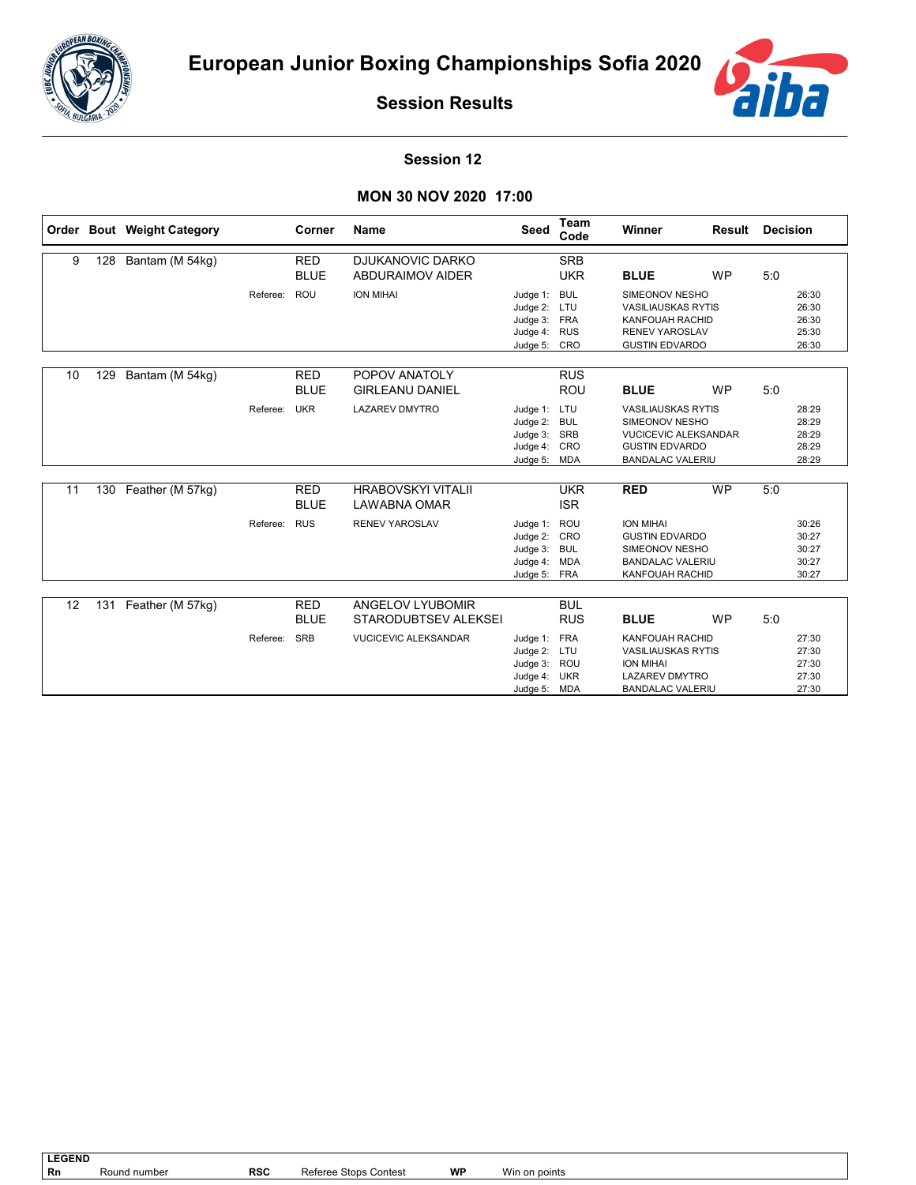# European Junior Boxing Championships Sofia 2020

## Session Results

### Session 12

### MON 30 NOV 2020 17:00

| Order | Bout | Weight Category | Corner | Name | Seed | Team Code | Winner | Result | Decision |
|---|---|---|---|---|---|---|---|---|---|
| 9 | 128 | Bantam (M 54kg) | RED | DJUKANOVIC DARKO | | SRB | | | |
| | | | BLUE | ABDURAIMOV AIDER | | UKR | **BLUE** | WP | 5:0 |
| | | Referee: | ROU | ION MIHAI | Judge 1: | BUL | SIMEONOV NESHO | | 26:30 |
| | | | | | Judge 2: | LTU | VASILIAUSKAS RYTIS | | 26:30 |
| | | | | | Judge 3: | FRA | KANFOUAH RACHID | | 26:30 |
| | | | | | Judge 4: | RUS | RENEV YAROSLAV | | 25:30 |
| | | | | | Judge 5: | CRO | GUSTIN EDVARDO | | 26:30 |
| 10 | 129 | Bantam (M 54kg) | RED | POPOV ANATOLY | | RUS | | | |
| | | | BLUE | GIRLEANU DANIEL | | ROU | **BLUE** | WP | 5:0 |
| | | Referee: | UKR | LAZAREV DMYTRO | Judge 1: | LTU | VASILIAUSKAS RYTIS | | 28:29 |
| | | | | | Judge 2: | BUL | SIMEONOV NESHO | | 28:29 |
| | | | | | Judge 3: | SRB | VUCICEVIC ALEKSANDAR | | 28:29 |
| | | | | | Judge 4: | CRO | GUSTIN EDVARDO | | 28:29 |
| | | | | | Judge 5: | MDA | BANDALAC VALERIU | | 28:29 |
| 11 | 130 | Feather (M 57kg) | RED | HRABOVSKYI VITALII | | UKR | **RED** | WP | 5:0 |
| | | | BLUE | LAWABNA OMAR | | ISR | | | |
| | | Referee: | RUS | RENEV YAROSLAV | Judge 1: | ROU | ION MIHAI | | 30:26 |
| | | | | | Judge 2: | CRO | GUSTIN EDVARDO | | 30:27 |
| | | | | | Judge 3: | BUL | SIMEONOV NESHO | | 30:27 |
| | | | | | Judge 4: | MDA | BANDALAC VALERIU | | 30:27 |
| | | | | | Judge 5: | FRA | KANFOUAH RACHID | | 30:27 |
| 12 | 131 | Feather (M 57kg) | RED | ANGELOV LYUBOMIR | | BUL | | | |
| | | | BLUE | STARODUBTSEV ALEKSEI | | RUS | **BLUE** | WP | 5:0 |
| | | Referee: | SRB | VUCICEVIC ALEKSANDAR | Judge 1: | FRA | KANFOUAH RACHID | | 27:30 |
| | | | | | Judge 2: | LTU | VASILIAUSKAS RYTIS | | 27:30 |
| | | | | | Judge 3: | ROU | ION MIHAI | | 27:30 |
| | | | | | Judge 4: | UKR | LAZAREV DMYTRO | | 27:30 |
| | | | | | Judge 5: | MDA | BANDALAC VALERIU | | 27:30 |

**LEGEND**

| | | | | | |
|---|---|---|---|---|---|
| **Rn** | Round number | **RSC** | Referee Stops Contest | **WP** | Win on points |